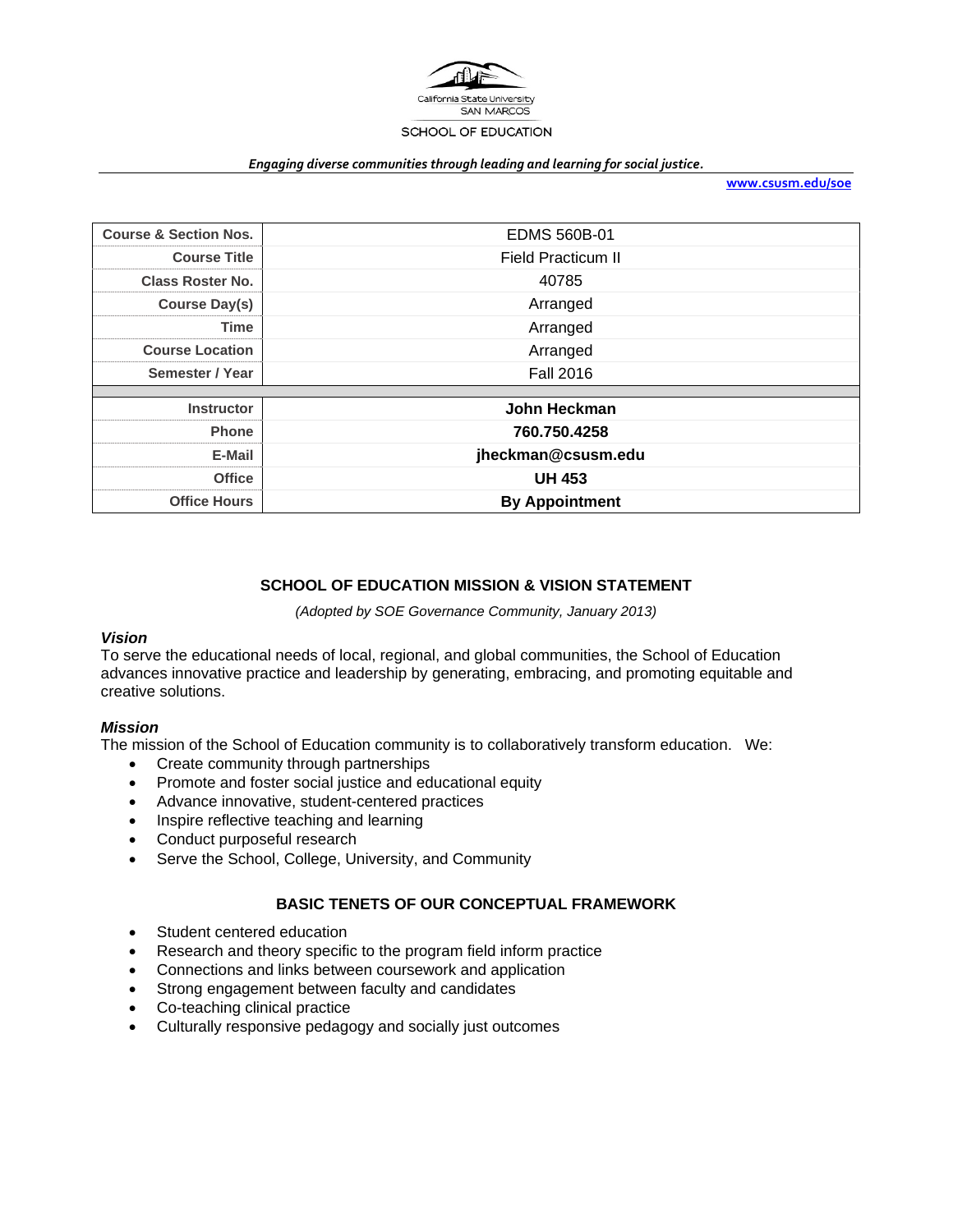California State University
SAN MARCOS

SCHOOL OF EDUCATION

***Engaging diverse communities through leading and learning for social justice.***

**www.csusm.edu/soe**

| **Course & Section Nos.** | EDMS 560B-01 |
|---|---|
| **Course Title** | Field Practicum II |
| **Class Roster No.** | 40785 |
| **Course Day(s)** | Arranged |
| **Time** | Arranged |
| **Course Location** | Arranged |
| **Semester / Year** | Fall 2016 |
| | |
| **Instructor** | **John Heckman** |
| **Phone** | **760.750.4258** |
| **E-Mail** | **jheckman@csusm.edu** |
| **Office** | **UH 453** |
| **Office Hours** | **By Appointment** |

## SCHOOL OF EDUCATION MISSION & VISION STATEMENT

*(Adopted by SOE Governance Community, January 2013)*

### *Vision*

To serve the educational needs of local, regional, and global communities, the School of Education advances innovative practice and leadership by generating, embracing, and promoting equitable and creative solutions.

### *Mission*

The mission of the School of Education community is to collaboratively transform education. We:

- Create community through partnerships
- Promote and foster social justice and educational equity
- Advance innovative, student-centered practices
- Inspire reflective teaching and learning
- Conduct purposeful research
- Serve the School, College, University, and Community

## BASIC TENETS OF OUR CONCEPTUAL FRAMEWORK

- Student centered education
- Research and theory specific to the program field inform practice
- Connections and links between coursework and application
- Strong engagement between faculty and candidates
- Co-teaching clinical practice
- Culturally responsive pedagogy and socially just outcomes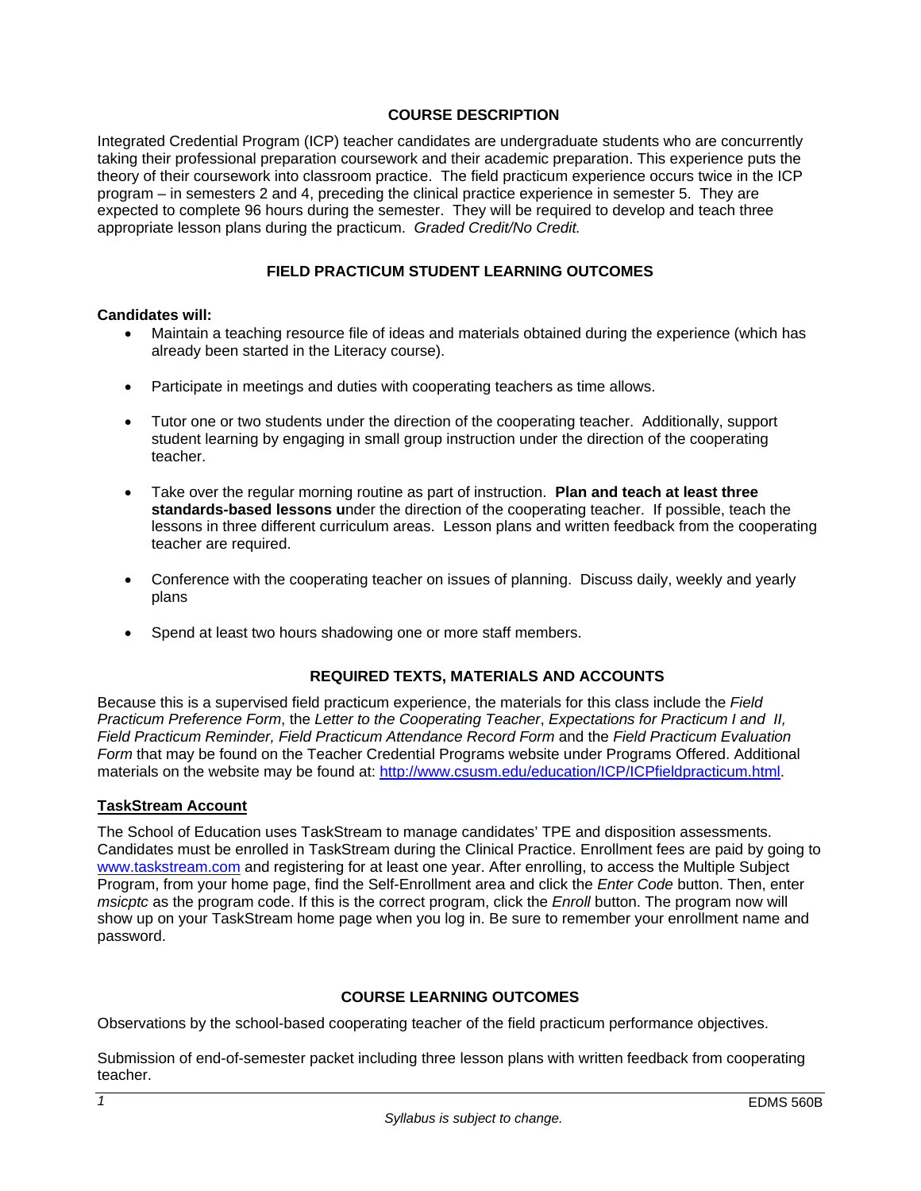## COURSE DESCRIPTION

Integrated Credential Program (ICP) teacher candidates are undergraduate students who are concurrently taking their professional preparation coursework and their academic preparation. This experience puts the theory of their coursework into classroom practice. The field practicum experience occurs twice in the ICP program – in semesters 2 and 4, preceding the clinical practice experience in semester 5. They are expected to complete 96 hours during the semester. They will be required to develop and teach three appropriate lesson plans during the practicum. *Graded Credit/No Credit.*

## FIELD PRACTICUM STUDENT LEARNING OUTCOMES

**Candidates will:**

- Maintain a teaching resource file of ideas and materials obtained during the experience (which has already been started in the Literacy course).
- Participate in meetings and duties with cooperating teachers as time allows.
- Tutor one or two students under the direction of the cooperating teacher. Additionally, support student learning by engaging in small group instruction under the direction of the cooperating teacher.
- Take over the regular morning routine as part of instruction. **Plan and teach at least three standards-based lessons u**nder the direction of the cooperating teacher. If possible, teach the lessons in three different curriculum areas. Lesson plans and written feedback from the cooperating teacher are required.
- Conference with the cooperating teacher on issues of planning. Discuss daily, weekly and yearly plans
- Spend at least two hours shadowing one or more staff members.

## REQUIRED TEXTS, MATERIALS AND ACCOUNTS

Because this is a supervised field practicum experience, the materials for this class include the *Field Practicum Preference Form*, the *Letter to the Cooperating Teacher*, *Expectations for Practicum I and II, Field Practicum Reminder, Field Practicum Attendance Record Form* and the *Field Practicum Evaluation Form* that may be found on the Teacher Credential Programs website under Programs Offered. Additional materials on the website may be found at: http://www.csusm.edu/education/ICP/ICPfieldpracticum.html.

### TaskStream Account

The School of Education uses TaskStream to manage candidates' TPE and disposition assessments. Candidates must be enrolled in TaskStream during the Clinical Practice. Enrollment fees are paid by going to www.taskstream.com and registering for at least one year. After enrolling, to access the Multiple Subject Program, from your home page, find the Self-Enrollment area and click the *Enter Code* button. Then, enter *msicptc* as the program code. If this is the correct program, click the *Enroll* button. The program now will show up on your TaskStream home page when you log in. Be sure to remember your enrollment name and password.

## COURSE LEARNING OUTCOMES

Observations by the school-based cooperating teacher of the field practicum performance objectives.

Submission of end-of-semester packet including three lesson plans with written feedback from cooperating teacher.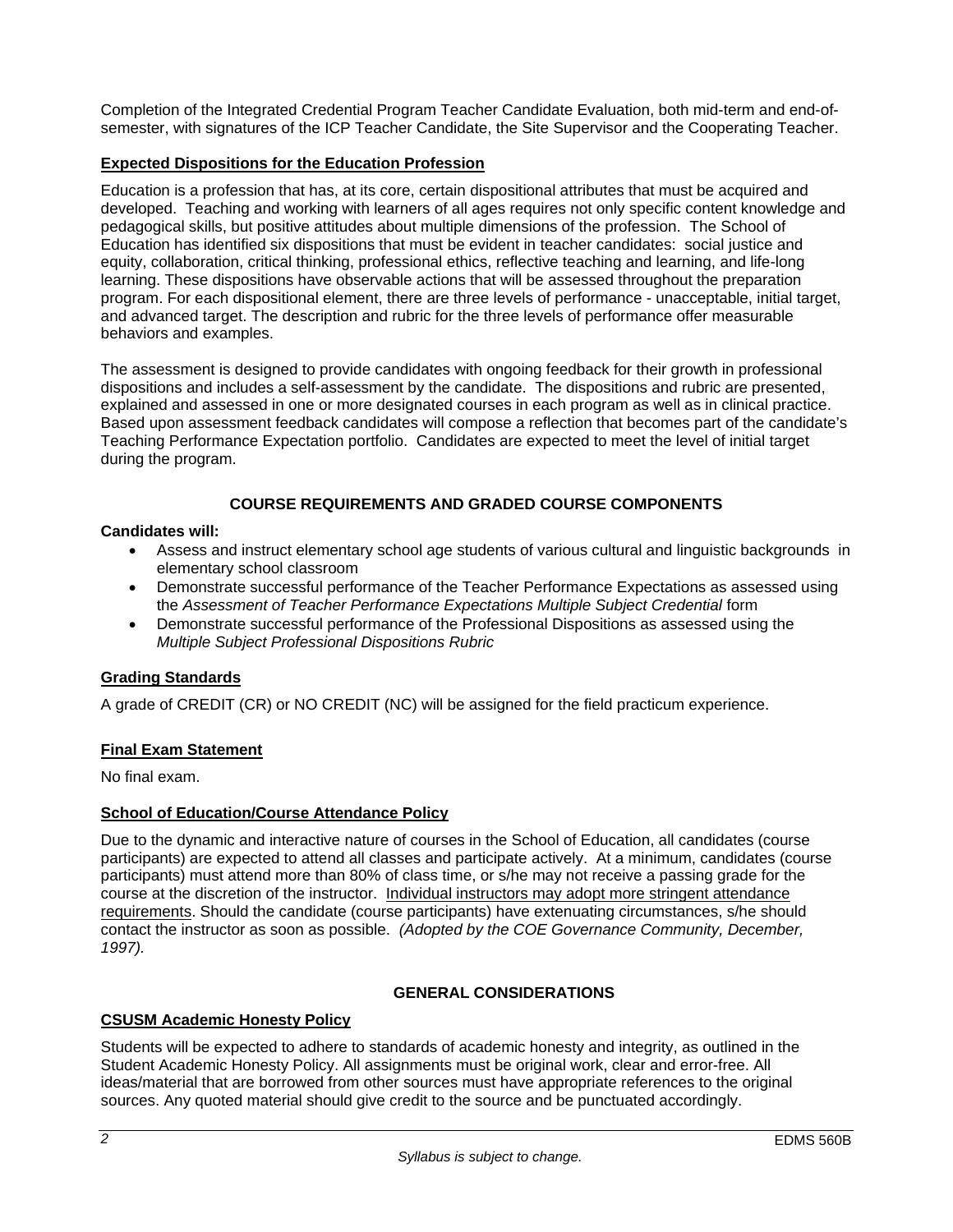Completion of the Integrated Credential Program Teacher Candidate Evaluation, both mid-term and end-of-semester, with signatures of the ICP Teacher Candidate, the Site Supervisor and the Cooperating Teacher.

## Expected Dispositions for the Education Profession

Education is a profession that has, at its core, certain dispositional attributes that must be acquired and developed. Teaching and working with learners of all ages requires not only specific content knowledge and pedagogical skills, but positive attitudes about multiple dimensions of the profession. The School of Education has identified six dispositions that must be evident in teacher candidates: social justice and equity, collaboration, critical thinking, professional ethics, reflective teaching and learning, and life-long learning. These dispositions have observable actions that will be assessed throughout the preparation program. For each dispositional element, there are three levels of performance - unacceptable, initial target, and advanced target. The description and rubric for the three levels of performance offer measurable behaviors and examples.

The assessment is designed to provide candidates with ongoing feedback for their growth in professional dispositions and includes a self-assessment by the candidate. The dispositions and rubric are presented, explained and assessed in one or more designated courses in each program as well as in clinical practice. Based upon assessment feedback candidates will compose a reflection that becomes part of the candidate's Teaching Performance Expectation portfolio. Candidates are expected to meet the level of initial target during the program.

# COURSE REQUIREMENTS AND GRADED COURSE COMPONENTS

**Candidates will:**

- Assess and instruct elementary school age students of various cultural and linguistic backgrounds in elementary school classroom
- Demonstrate successful performance of the Teacher Performance Expectations as assessed using the *Assessment of Teacher Performance Expectations Multiple Subject Credential* form
- Demonstrate successful performance of the Professional Dispositions as assessed using the *Multiple Subject Professional Dispositions Rubric*

## Grading Standards

A grade of CREDIT (CR) or NO CREDIT (NC) will be assigned for the field practicum experience.

## Final Exam Statement

No final exam.

## School of Education/Course Attendance Policy

Due to the dynamic and interactive nature of courses in the School of Education, all candidates (course participants) are expected to attend all classes and participate actively. At a minimum, candidates (course participants) must attend more than 80% of class time, or s/he may not receive a passing grade for the course at the discretion of the instructor. Individual instructors may adopt more stringent attendance requirements. Should the candidate (course participants) have extenuating circumstances, s/he should contact the instructor as soon as possible. *(Adopted by the COE Governance Community, December, 1997).*

# GENERAL CONSIDERATIONS

## CSUSM Academic Honesty Policy

Students will be expected to adhere to standards of academic honesty and integrity, as outlined in the Student Academic Honesty Policy. All assignments must be original work, clear and error-free. All ideas/material that are borrowed from other sources must have appropriate references to the original sources. Any quoted material should give credit to the source and be punctuated accordingly.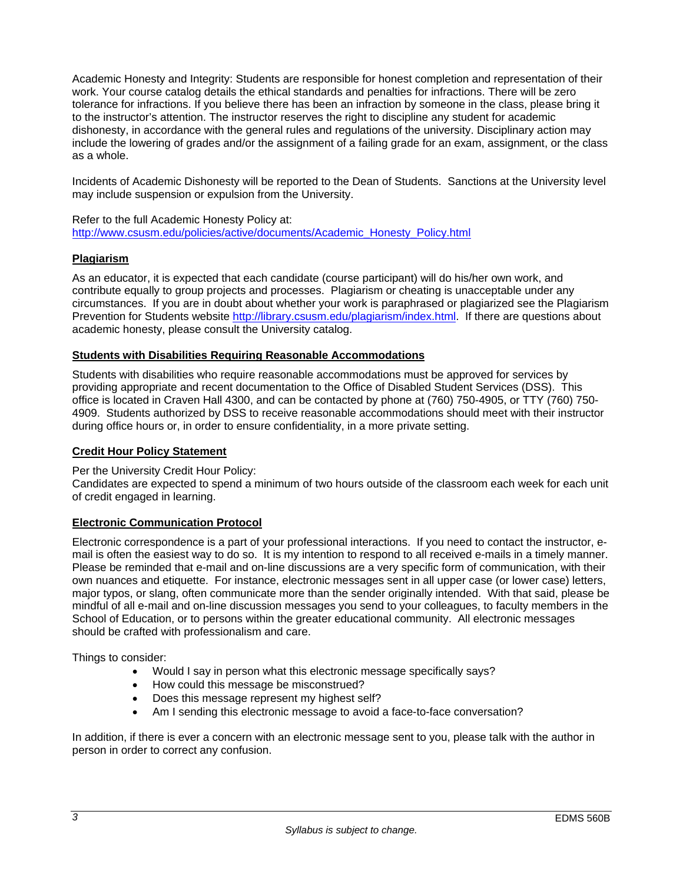Academic Honesty and Integrity: Students are responsible for honest completion and representation of their work. Your course catalog details the ethical standards and penalties for infractions. There will be zero tolerance for infractions. If you believe there has been an infraction by someone in the class, please bring it to the instructor's attention. The instructor reserves the right to discipline any student for academic dishonesty, in accordance with the general rules and regulations of the university. Disciplinary action may include the lowering of grades and/or the assignment of a failing grade for an exam, assignment, or the class as a whole.

Incidents of Academic Dishonesty will be reported to the Dean of Students. Sanctions at the University level may include suspension or expulsion from the University.

Refer to the full Academic Honesty Policy at:
http://www.csusm.edu/policies/active/documents/Academic_Honesty_Policy.html

## Plagiarism

As an educator, it is expected that each candidate (course participant) will do his/her own work, and contribute equally to group projects and processes. Plagiarism or cheating is unacceptable under any circumstances. If you are in doubt about whether your work is paraphrased or plagiarized see the Plagiarism Prevention for Students website http://library.csusm.edu/plagiarism/index.html. If there are questions about academic honesty, please consult the University catalog.

## Students with Disabilities Requiring Reasonable Accommodations

Students with disabilities who require reasonable accommodations must be approved for services by providing appropriate and recent documentation to the Office of Disabled Student Services (DSS). This office is located in Craven Hall 4300, and can be contacted by phone at (760) 750-4905, or TTY (760) 750-4909. Students authorized by DSS to receive reasonable accommodations should meet with their instructor during office hours or, in order to ensure confidentiality, in a more private setting.

## Credit Hour Policy Statement

Per the University Credit Hour Policy:
Candidates are expected to spend a minimum of two hours outside of the classroom each week for each unit of credit engaged in learning.

## Electronic Communication Protocol

Electronic correspondence is a part of your professional interactions. If you need to contact the instructor, e-mail is often the easiest way to do so. It is my intention to respond to all received e-mails in a timely manner. Please be reminded that e-mail and on-line discussions are a very specific form of communication, with their own nuances and etiquette. For instance, electronic messages sent in all upper case (or lower case) letters, major typos, or slang, often communicate more than the sender originally intended. With that said, please be mindful of all e-mail and on-line discussion messages you send to your colleagues, to faculty members in the School of Education, or to persons within the greater educational community. All electronic messages should be crafted with professionalism and care.

Things to consider:

- Would I say in person what this electronic message specifically says?
- How could this message be misconstrued?
- Does this message represent my highest self?
- Am I sending this electronic message to avoid a face-to-face conversation?

In addition, if there is ever a concern with an electronic message sent to you, please talk with the author in person in order to correct any confusion.